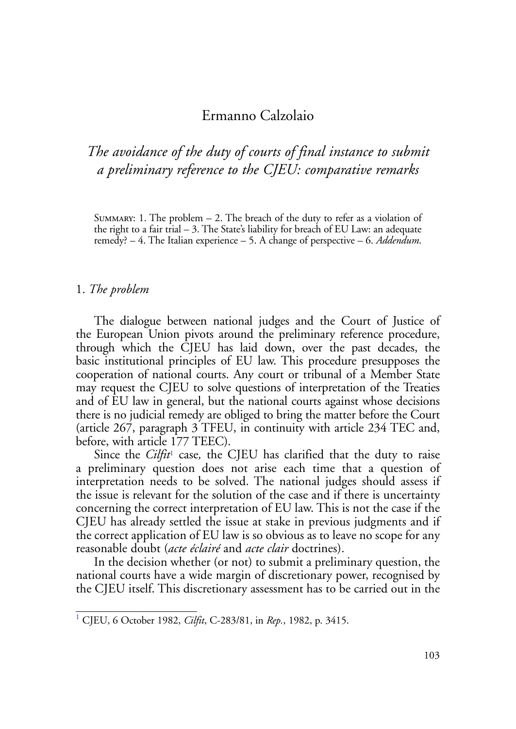Ermanno Calzolaio

# *The avoidance of the duty of courts of final instance to submit a preliminary reference to the CJEU: comparative remarks*

Summary: 1. The problem – 2. The breach of the duty to refer as a violation of the right to a fair trial – 3. The State's liability for breach of EU Law: an adequate remedy? – 4. The Italian experience – 5. A change of perspective – 6. *Addendum*.

## 1. *The problem*

The dialogue between national judges and the Court of Justice of the European Union pivots around the preliminary reference procedure, through which the CJEU has laid down, over the past decades, the basic institutional principles of EU law. This procedure presupposes the cooperation of national courts. Any court or tribunal of a Member State may request the CJEU to solve questions of interpretation of the Treaties and of EU law in general, but the national courts against whose decisions there is no judicial remedy are obliged to bring the matter before the Court (article 267, paragraph 3 TFEU, in continuity with article 234 TEC and, before, with article 177 TEEC).

Since the *Cilfit*[1] case*,* the CJEU has clarified that the duty to raise a preliminary question does not arise each time that a question of interpretation needs to be solved. The national judges should assess if the issue is relevant for the solution of the case and if there is uncertainty concerning the correct interpretation of EU law. This is not the case if the CJEU has already settled the issue at stake in previous judgments and if the correct application of EU law is so obvious as to leave no scope for any reasonable doubt (*acte éclairé* and *acte clair* doctrines).

In the decision whether (or not) to submit a preliminary question, the national courts have a wide margin of discretionary power, recognised by the CJEU itself. This discretionary assessment has to be carried out in the

[1] CJEU, 6 October 1982, *Cilfit*, C-283/81, in *Rep.*, 1982, p. 3415.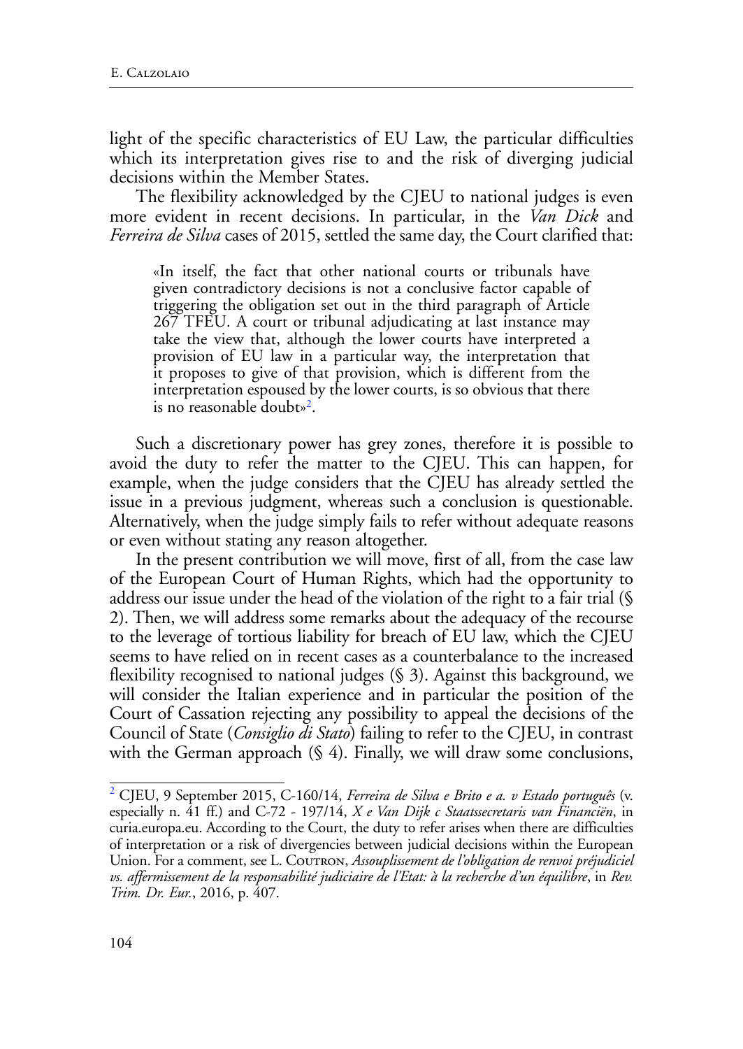light of the specific characteristics of EU Law, the particular difficulties which its interpretation gives rise to and the risk of diverging judicial decisions within the Member States.

The flexibility acknowledged by the CJEU to national judges is even more evident in recent decisions. In particular, in the *Van Dick* and *Ferreira de Silva* cases of 2015, settled the same day, the Court clarified that:

> «In itself, the fact that other national courts or tribunals have given contradictory decisions is not a conclusive factor capable of triggering the obligation set out in the third paragraph of Article 267 TFEU. A court or tribunal adjudicating at last instance may take the view that, although the lower courts have interpreted a provision of EU law in a particular way, the interpretation that it proposes to give of that provision, which is different from the interpretation espoused by the lower courts, is so obvious that there is no reasonable doubt»[2].

Such a discretionary power has grey zones, therefore it is possible to avoid the duty to refer the matter to the CJEU. This can happen, for example, when the judge considers that the CJEU has already settled the issue in a previous judgment, whereas such a conclusion is questionable. Alternatively, when the judge simply fails to refer without adequate reasons or even without stating any reason altogether.

In the present contribution we will move, first of all, from the case law of the European Court of Human Rights, which had the opportunity to address our issue under the head of the violation of the right to a fair trial (§ 2). Then, we will address some remarks about the adequacy of the recourse to the leverage of tortious liability for breach of EU law, which the CJEU seems to have relied on in recent cases as a counterbalance to the increased flexibility recognised to national judges (§ 3). Against this background, we will consider the Italian experience and in particular the position of the Court of Cassation rejecting any possibility to appeal the decisions of the Council of State (*Consiglio di Stato*) failing to refer to the CJEU, in contrast with the German approach (§ 4). Finally, we will draw some conclusions,

---

[2] CJEU, 9 September 2015, C-160/14, *Ferreira de Silva e Brito e a. v Estado português* (v. especially n. 41 ff.) and C-72 - 197/14, *X e Van Dijk c Staatssecretaris van Financiën*, in curia.europa.eu. According to the Court, the duty to refer arises when there are difficulties of interpretation or a risk of divergencies between judicial decisions within the European Union. For a comment, see L. Coutron, *Assouplissement de l'obligation de renvoi préjudiciel vs. affermissement de la responsabilité judiciaire de l'Etat: à la recherche d'un équilibre*, in *Rev. Trim. Dr. Eur.*, 2016, p. 407.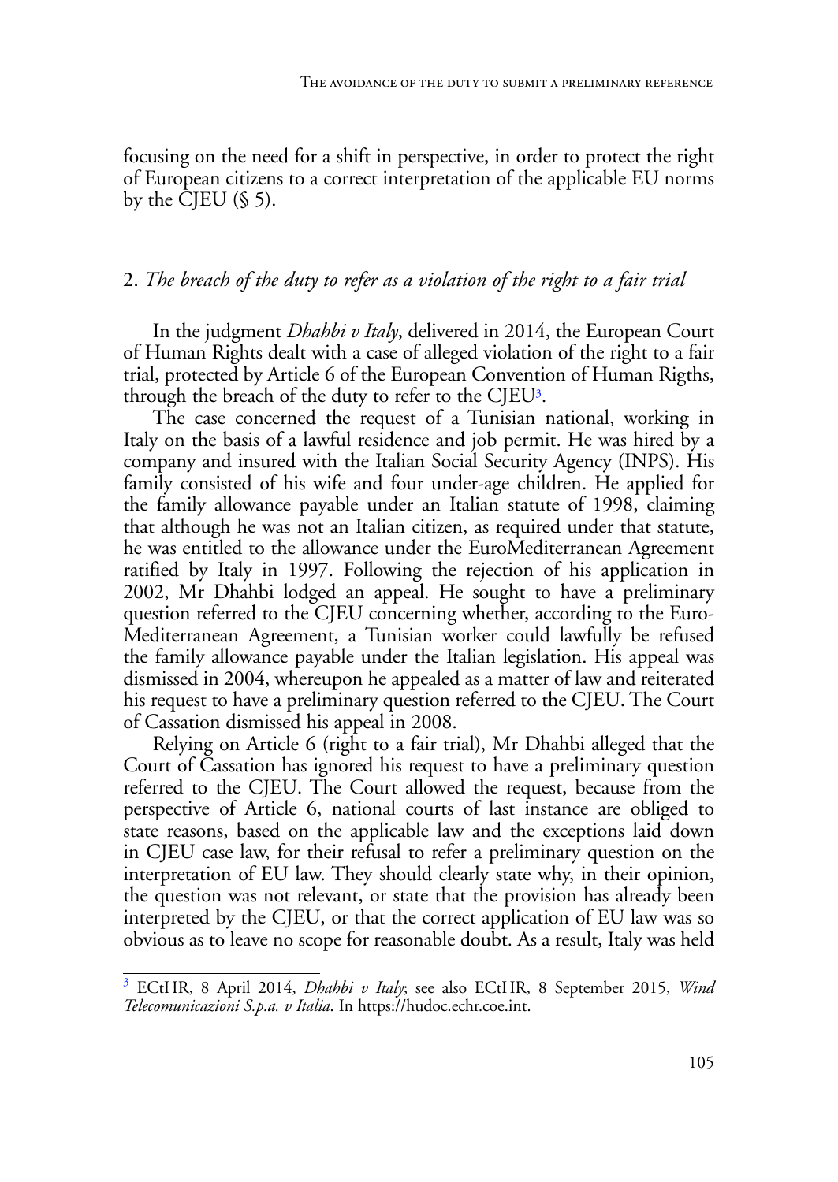focusing on the need for a shift in perspective, in order to protect the right of European citizens to a correct interpretation of the applicable EU norms by the CJEU (§ 5).

## 2. *The breach of the duty to refer as a violation of the right to a fair trial*

In the judgment *Dhahbi v Italy*, delivered in 2014, the European Court of Human Rights dealt with a case of alleged violation of the right to a fair trial, protected by Article 6 of the European Convention of Human Rigths, through the breach of the duty to refer to the CJEU[3].

The case concerned the request of a Tunisian national, working in Italy on the basis of a lawful residence and job permit. He was hired by a company and insured with the Italian Social Security Agency (INPS). His family consisted of his wife and four under-age children. He applied for the family allowance payable under an Italian statute of 1998, claiming that although he was not an Italian citizen, as required under that statute, he was entitled to the allowance under the EuroMediterranean Agreement ratified by Italy in 1997. Following the rejection of his application in 2002, Mr Dhahbi lodged an appeal. He sought to have a preliminary question referred to the CJEU concerning whether, according to the Euro-Mediterranean Agreement, a Tunisian worker could lawfully be refused the family allowance payable under the Italian legislation. His appeal was dismissed in 2004, whereupon he appealed as a matter of law and reiterated his request to have a preliminary question referred to the CJEU. The Court of Cassation dismissed his appeal in 2008.

Relying on Article 6 (right to a fair trial), Mr Dhahbi alleged that the Court of Cassation has ignored his request to have a preliminary question referred to the CJEU. The Court allowed the request, because from the perspective of Article 6, national courts of last instance are obliged to state reasons, based on the applicable law and the exceptions laid down in CJEU case law, for their refusal to refer a preliminary question on the interpretation of EU law. They should clearly state why, in their opinion, the question was not relevant, or state that the provision has already been interpreted by the CJEU, or that the correct application of EU law was so obvious as to leave no scope for reasonable doubt. As a result, Italy was held

---

[3] ECtHR, 8 April 2014, *Dhahbi v Italy*; see also ECtHR, 8 September 2015, *Wind Telecomunicazioni S.p.a. v Italia*. In https://hudoc.echr.coe.int.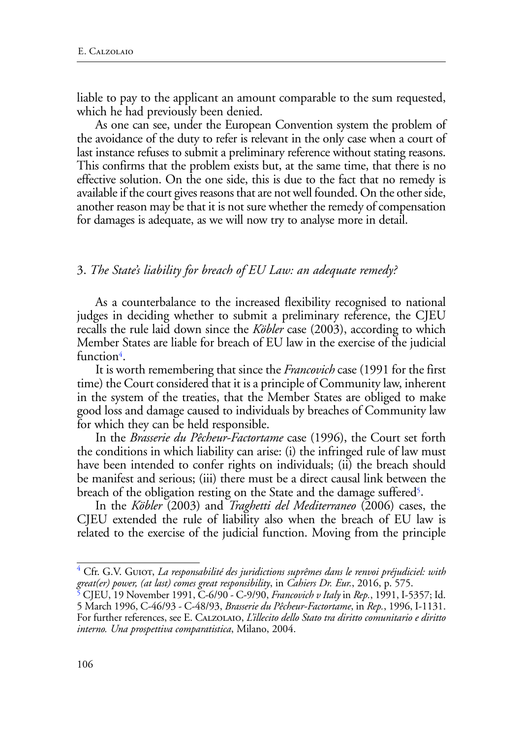liable to pay to the applicant an amount comparable to the sum requested, which he had previously been denied.

As one can see, under the European Convention system the problem of the avoidance of the duty to refer is relevant in the only case when a court of last instance refuses to submit a preliminary reference without stating reasons. This confirms that the problem exists but, at the same time, that there is no effective solution. On the one side, this is due to the fact that no remedy is available if the court gives reasons that are not well founded. On the other side, another reason may be that it is not sure whether the remedy of compensation for damages is adequate, as we will now try to analyse more in detail.

## 3. *The State's liability for breach of EU Law: an adequate remedy?*

As a counterbalance to the increased flexibility recognised to national judges in deciding whether to submit a preliminary reference, the CJEU recalls the rule laid down since the *Köbler* case (2003), according to which Member States are liable for breach of EU law in the exercise of the judicial function[4].

It is worth remembering that since the *Francovich* case (1991 for the first time) the Court considered that it is a principle of Community law, inherent in the system of the treaties, that the Member States are obliged to make good loss and damage caused to individuals by breaches of Community law for which they can be held responsible.

In the *Brasserie du Pêcheur-Factortame* case (1996), the Court set forth the conditions in which liability can arise: (i) the infringed rule of law must have been intended to confer rights on individuals; (ii) the breach should be manifest and serious; (iii) there must be a direct causal link between the breach of the obligation resting on the State and the damage suffered[5].

In the *Köbler* (2003) and *Traghetti del Mediterraneo* (2006) cases, the CJEU extended the rule of liability also when the breach of EU law is related to the exercise of the judicial function. Moving from the principle

---

[4] Cfr. G.V. Guiot, *La responsabilité des juridictions suprêmes dans le renvoi préjudiciel: with great(er) power, (at last) comes great responsibility*, in *Cahiers Dr. Eur.*, 2016, p. 575.

[5] CJEU, 19 November 1991, C-6/90 - C-9/90, *Francovich v Italy* in *Rep.*, 1991, I-5357; Id. 5 March 1996, C-46/93 - C-48/93, *Brasserie du Pêcheur-Factortame*, in *Rep.*, 1996, I-1131. For further references, see E. Calzolaio, *L'illecito dello Stato tra diritto comunitario e diritto interno. Una prospettiva comparatistica*, Milano, 2004.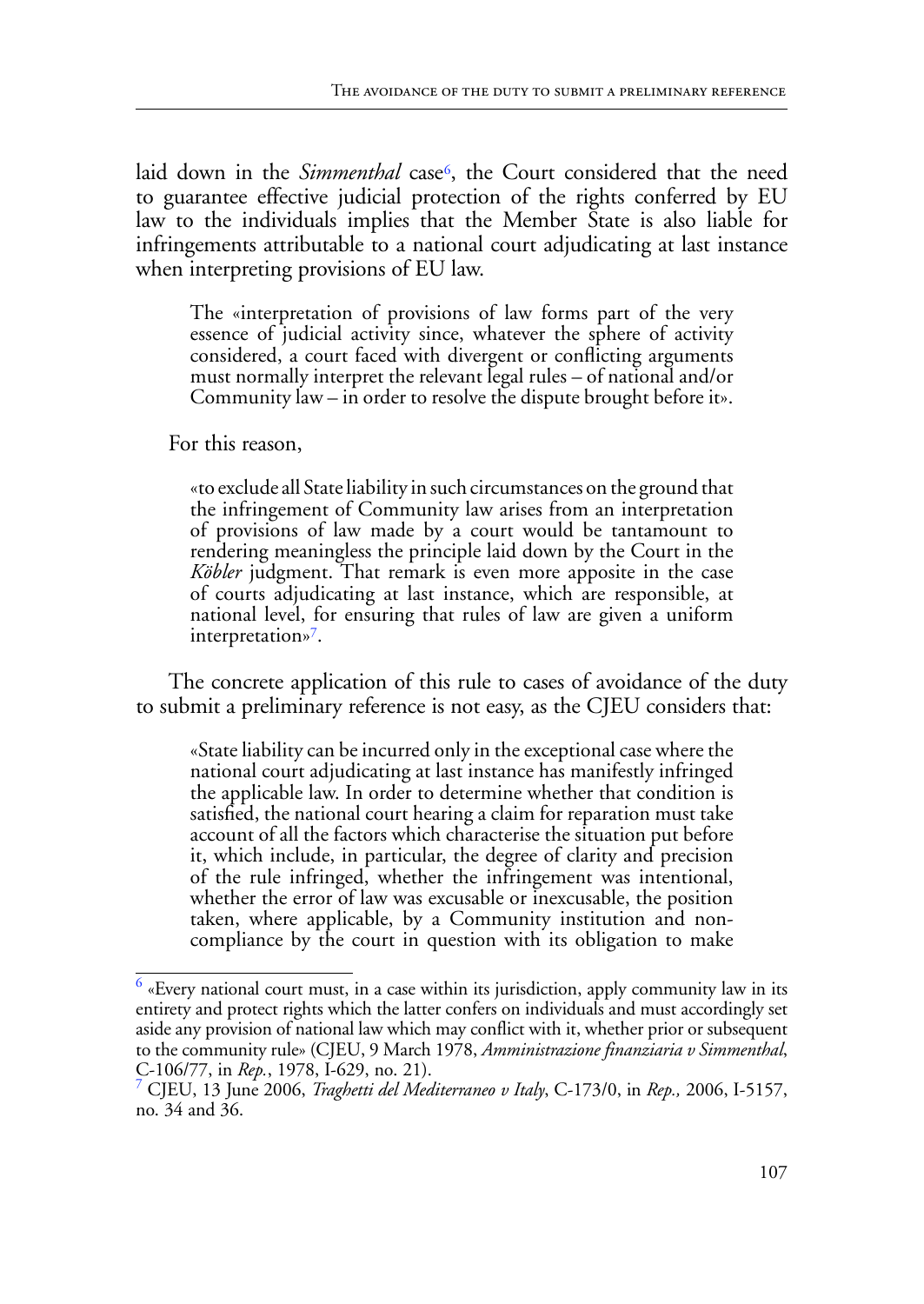laid down in the *Simmenthal* case[6], the Court considered that the need to guarantee effective judicial protection of the rights conferred by EU law to the individuals implies that the Member State is also liable for infringements attributable to a national court adjudicating at last instance when interpreting provisions of EU law.

> The «interpretation of provisions of law forms part of the very essence of judicial activity since, whatever the sphere of activity considered, a court faced with divergent or conflicting arguments must normally interpret the relevant legal rules – of national and/or Community law – in order to resolve the dispute brought before it».

For this reason,

> «to exclude all State liability in such circumstances on the ground that the infringement of Community law arises from an interpretation of provisions of law made by a court would be tantamount to rendering meaningless the principle laid down by the Court in the *Köbler* judgment. That remark is even more apposite in the case of courts adjudicating at last instance, which are responsible, at national level, for ensuring that rules of law are given a uniform interpretation»[7].

The concrete application of this rule to cases of avoidance of the duty to submit a preliminary reference is not easy, as the CJEU considers that:

> «State liability can be incurred only in the exceptional case where the national court adjudicating at last instance has manifestly infringed the applicable law. In order to determine whether that condition is satisfied, the national court hearing a claim for reparation must take account of all the factors which characterise the situation put before it, which include, in particular, the degree of clarity and precision of the rule infringed, whether the infringement was intentional, whether the error of law was excusable or inexcusable, the position taken, where applicable, by a Community institution and non-compliance by the court in question with its obligation to make

---

[6] «Every national court must, in a case within its jurisdiction, apply community law in its entirety and protect rights which the latter confers on individuals and must accordingly set aside any provision of national law which may conflict with it, whether prior or subsequent to the community rule» (CJEU, 9 March 1978, *Amministrazione finanziaria v Simmenthal*, C-106/77, in *Rep.*, 1978, I-629, no. 21).

[7] CJEU, 13 June 2006, *Traghetti del Mediterraneo v Italy*, C-173/0, in *Rep.,* 2006, I-5157, no. 34 and 36.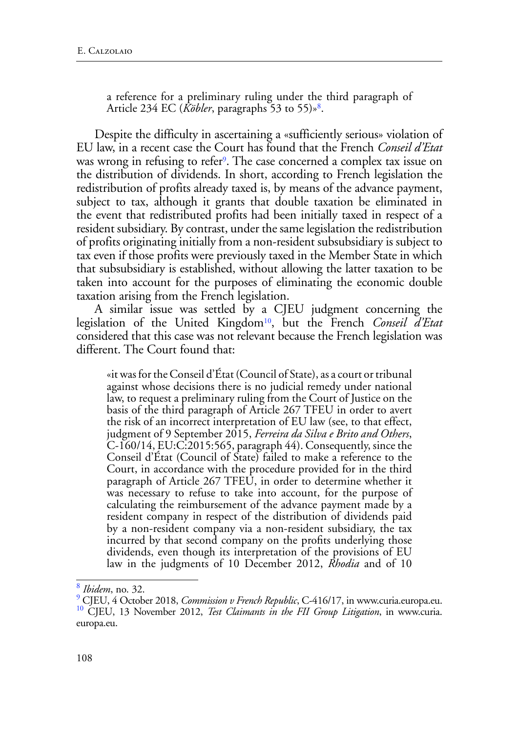> a reference for a preliminary ruling under the third paragraph of Article 234 EC (*Köbler*, paragraphs 53 to 55)»[8].

Despite the difficulty in ascertaining a «sufficiently serious» violation of EU law, in a recent case the Court has found that the French *Conseil d'Etat* was wrong in refusing to refer[9]. The case concerned a complex tax issue on the distribution of dividends. In short, according to French legislation the redistribution of profits already taxed is, by means of the advance payment, subject to tax, although it grants that double taxation be eliminated in the event that redistributed profits had been initially taxed in respect of a resident subsidiary. By contrast, under the same legislation the redistribution of profits originating initially from a non-resident subsubsidiary is subject to tax even if those profits were previously taxed in the Member State in which that subsubsidiary is established, without allowing the latter taxation to be taken into account for the purposes of eliminating the economic double taxation arising from the French legislation.

A similar issue was settled by a CJEU judgment concerning the legislation of the United Kingdom[10], but the French *Conseil d'Etat* considered that this case was not relevant because the French legislation was different. The Court found that:

> «it was for the Conseil d'État (Council of State), as a court or tribunal against whose decisions there is no judicial remedy under national law, to request a preliminary ruling from the Court of Justice on the basis of the third paragraph of Article 267 TFEU in order to avert the risk of an incorrect interpretation of EU law (see, to that effect, judgment of 9 September 2015, *Ferreira da Silva e Brito and Others*, C-160/14, EU:C:2015:565, paragraph 44). Consequently, since the Conseil d'État (Council of State) failed to make a reference to the Court, in accordance with the procedure provided for in the third paragraph of Article 267 TFEU, in order to determine whether it was necessary to refuse to take into account, for the purpose of calculating the reimbursement of the advance payment made by a resident company in respect of the distribution of dividends paid by a non-resident company via a non-resident subsidiary, the tax incurred by that second company on the profits underlying those dividends, even though its interpretation of the provisions of EU law in the judgments of 10 December 2012, *Rhodia* and of 10

---

[8] *Ibidem*, no. 32.

[9] CJEU, 4 October 2018, *Commission v French Republic*, C-416/17, in www.curia.europa.eu.

[10] CJEU, 13 November 2012, *Test Claimants in the FII Group Litigation*, in www.curia.europa.eu.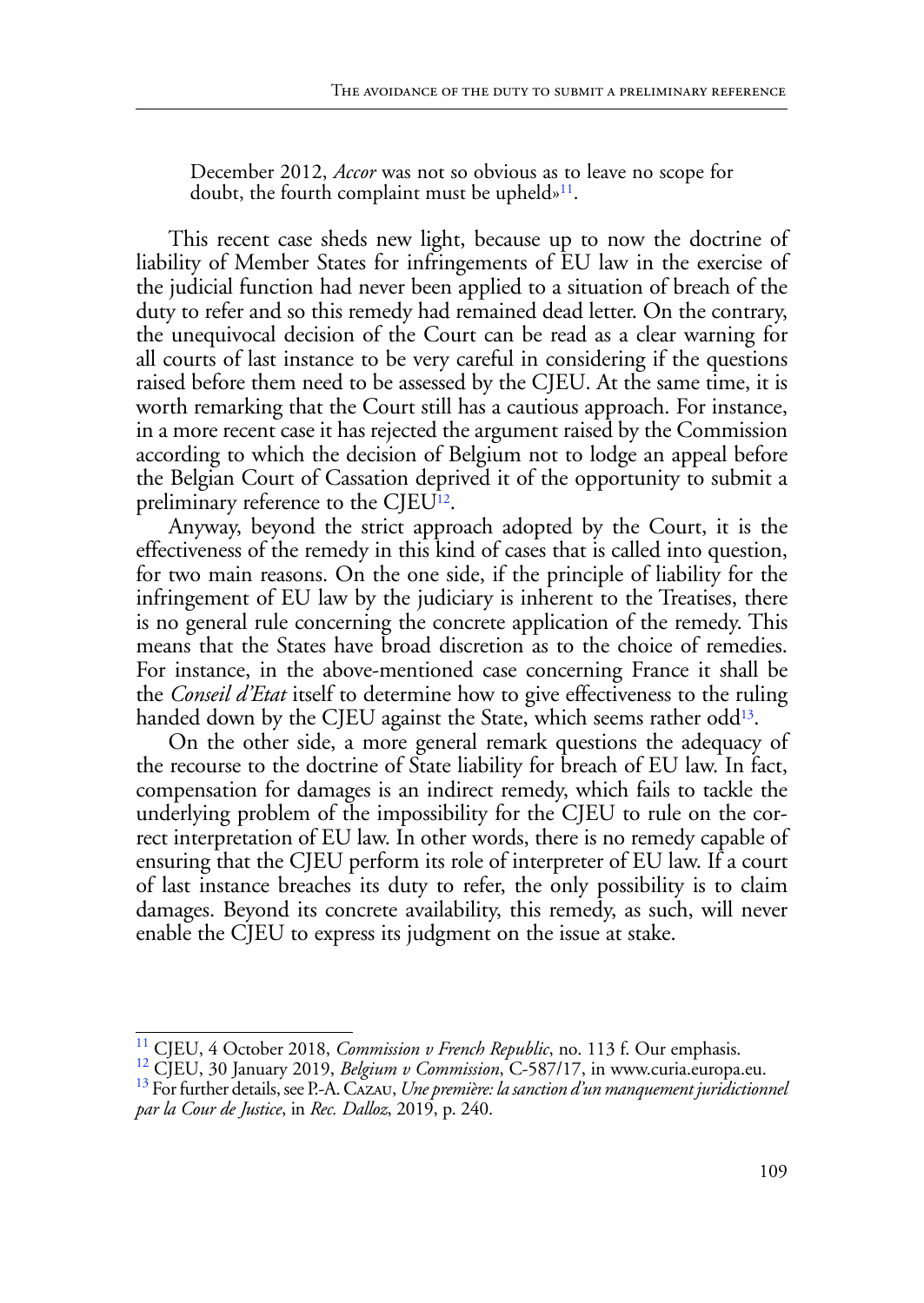December 2012, *Accor* was not so obvious as to leave no scope for doubt, the fourth complaint must be upheld»[11].

This recent case sheds new light, because up to now the doctrine of liability of Member States for infringements of EU law in the exercise of the judicial function had never been applied to a situation of breach of the duty to refer and so this remedy had remained dead letter. On the contrary, the unequivocal decision of the Court can be read as a clear warning for all courts of last instance to be very careful in considering if the questions raised before them need to be assessed by the CJEU. At the same time, it is worth remarking that the Court still has a cautious approach. For instance, in a more recent case it has rejected the argument raised by the Commission according to which the decision of Belgium not to lodge an appeal before the Belgian Court of Cassation deprived it of the opportunity to submit a preliminary reference to the CJEU[12].

Anyway, beyond the strict approach adopted by the Court, it is the effectiveness of the remedy in this kind of cases that is called into question, for two main reasons. On the one side, if the principle of liability for the infringement of EU law by the judiciary is inherent to the Treatises, there is no general rule concerning the concrete application of the remedy. This means that the States have broad discretion as to the choice of remedies. For instance, in the above-mentioned case concerning France it shall be the *Conseil d'Etat* itself to determine how to give effectiveness to the ruling handed down by the CJEU against the State, which seems rather odd[13].

On the other side, a more general remark questions the adequacy of the recourse to the doctrine of State liability for breach of EU law. In fact, compensation for damages is an indirect remedy, which fails to tackle the underlying problem of the impossibility for the CJEU to rule on the correct interpretation of EU law. In other words, there is no remedy capable of ensuring that the CJEU perform its role of interpreter of EU law. If a court of last instance breaches its duty to refer, the only possibility is to claim damages. Beyond its concrete availability, this remedy, as such, will never enable the CJEU to express its judgment on the issue at stake.

---

[11] CJEU, 4 October 2018, *Commission v French Republic*, no. 113 f. Our emphasis.

[12] CJEU, 30 January 2019, *Belgium v Commission*, C-587/17, in www.curia.europa.eu.

[13] For further details, see P.-A. Cazau, *Une première: la sanction d'un manquement juridictionnel par la Cour de Justice*, in *Rec. Dalloz*, 2019, p. 240.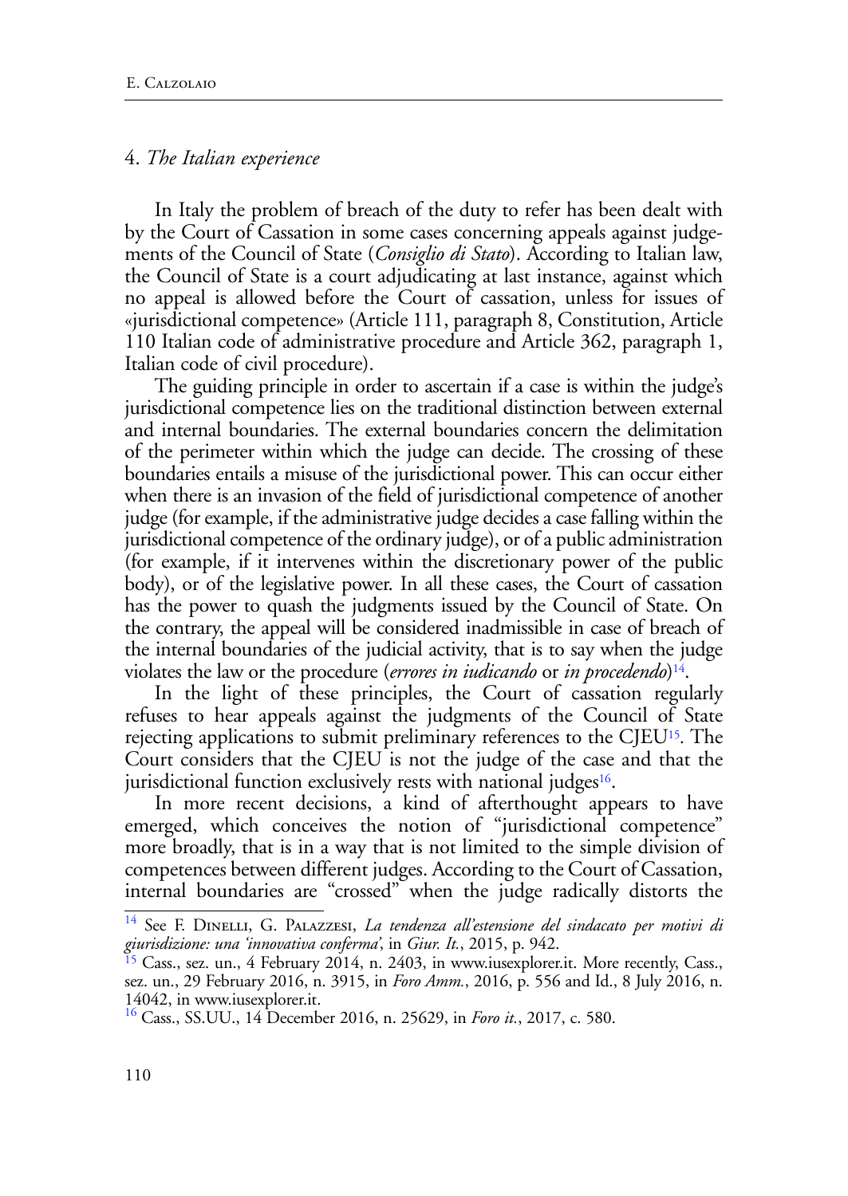## 4. *The Italian experience*

In Italy the problem of breach of the duty to refer has been dealt with by the Court of Cassation in some cases concerning appeals against judgements of the Council of State (*Consiglio di Stato*). According to Italian law, the Council of State is a court adjudicating at last instance, against which no appeal is allowed before the Court of cassation, unless for issues of «jurisdictional competence» (Article 111, paragraph 8, Constitution, Article 110 Italian code of administrative procedure and Article 362, paragraph 1, Italian code of civil procedure).

The guiding principle in order to ascertain if a case is within the judge's jurisdictional competence lies on the traditional distinction between external and internal boundaries. The external boundaries concern the delimitation of the perimeter within which the judge can decide. The crossing of these boundaries entails a misuse of the jurisdictional power. This can occur either when there is an invasion of the field of jurisdictional competence of another judge (for example, if the administrative judge decides a case falling within the jurisdictional competence of the ordinary judge), or of a public administration (for example, if it intervenes within the discretionary power of the public body), or of the legislative power. In all these cases, the Court of cassation has the power to quash the judgments issued by the Council of State. On the contrary, the appeal will be considered inadmissible in case of breach of the internal boundaries of the judicial activity, that is to say when the judge violates the law or the procedure (*errores in iudicando* or *in procedendo*)[14].

In the light of these principles, the Court of cassation regularly refuses to hear appeals against the judgments of the Council of State rejecting applications to submit preliminary references to the CJEU[15]. The Court considers that the CJEU is not the judge of the case and that the jurisdictional function exclusively rests with national judges[16].

In more recent decisions, a kind of afterthought appears to have emerged, which conceives the notion of "jurisdictional competence" more broadly, that is in a way that is not limited to the simple division of competences between different judges. According to the Court of Cassation, internal boundaries are "crossed" when the judge radically distorts the

---

[14] See F. Dinelli, G. Palazzesi, *La tendenza all'estensione del sindacato per motivi di giurisdizione: una 'innovativa conferma'*, in *Giur. It.*, 2015, p. 942.

[15] Cass., sez. un., 4 February 2014, n. 2403, in www.iusexplorer.it. More recently, Cass., sez. un., 29 February 2016, n. 3915, in *Foro Amm.*, 2016, p. 556 and Id., 8 July 2016, n. 14042, in www.iusexplorer.it.

[16] Cass., SS.UU., 14 December 2016, n. 25629, in *Foro it.*, 2017, c. 580.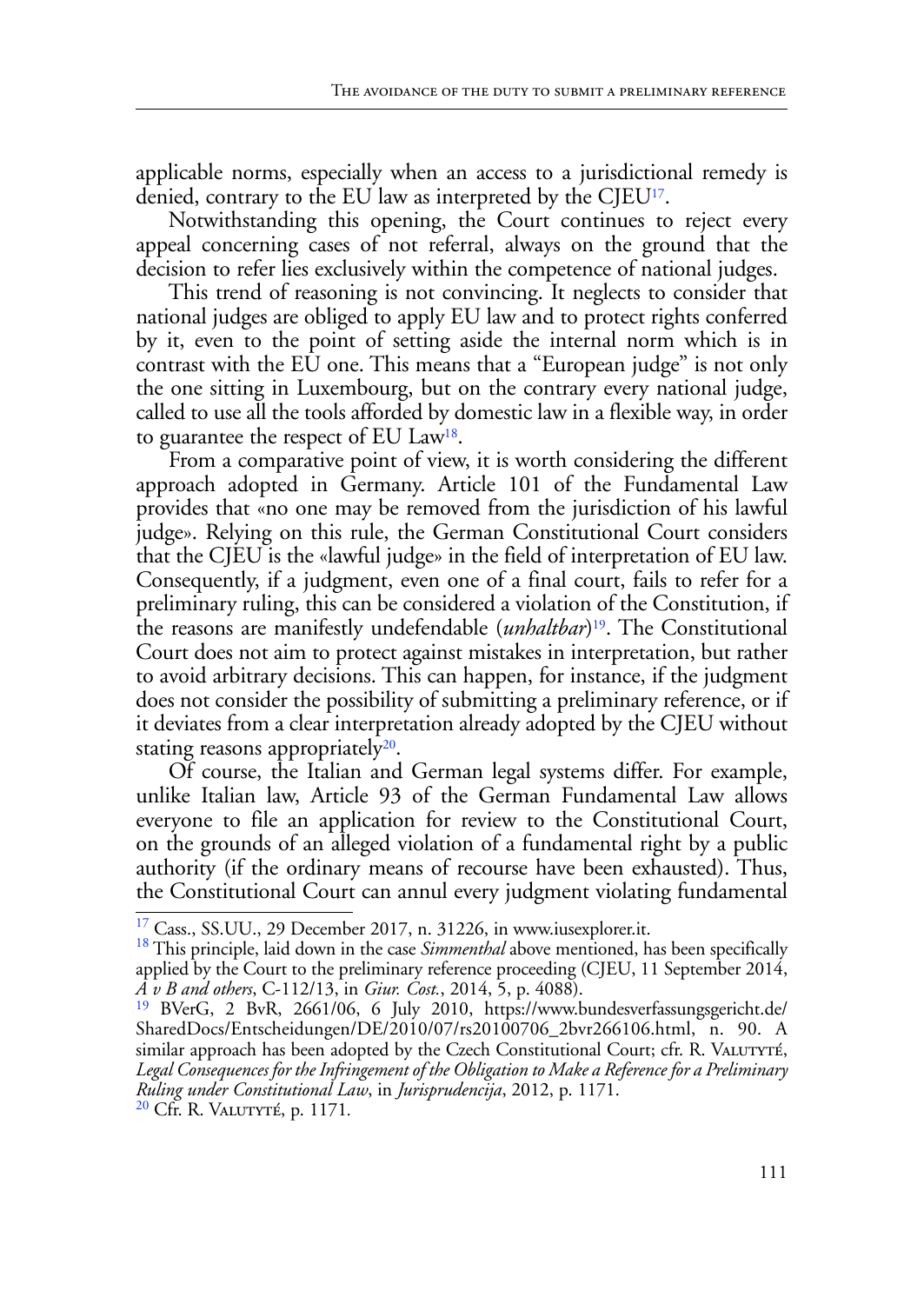applicable norms, especially when an access to a jurisdictional remedy is denied, contrary to the EU law as interpreted by the CJEU[17].

Notwithstanding this opening, the Court continues to reject every appeal concerning cases of not referral, always on the ground that the decision to refer lies exclusively within the competence of national judges.

This trend of reasoning is not convincing. It neglects to consider that national judges are obliged to apply EU law and to protect rights conferred by it, even to the point of setting aside the internal norm which is in contrast with the EU one. This means that a "European judge" is not only the one sitting in Luxembourg, but on the contrary every national judge, called to use all the tools afforded by domestic law in a flexible way, in order to guarantee the respect of EU Law[18].

From a comparative point of view, it is worth considering the different approach adopted in Germany. Article 101 of the Fundamental Law provides that «no one may be removed from the jurisdiction of his lawful judge». Relying on this rule, the German Constitutional Court considers that the CJEU is the «lawful judge» in the field of interpretation of EU law. Consequently, if a judgment, even one of a final court, fails to refer for a preliminary ruling, this can be considered a violation of the Constitution, if the reasons are manifestly undefendable (*unhaltbar*)[19]. The Constitutional Court does not aim to protect against mistakes in interpretation, but rather to avoid arbitrary decisions. This can happen, for instance, if the judgment does not consider the possibility of submitting a preliminary reference, or if it deviates from a clear interpretation already adopted by the CJEU without stating reasons appropriately[20].

Of course, the Italian and German legal systems differ. For example, unlike Italian law, Article 93 of the German Fundamental Law allows everyone to file an application for review to the Constitutional Court, on the grounds of an alleged violation of a fundamental right by a public authority (if the ordinary means of recourse have been exhausted). Thus, the Constitutional Court can annul every judgment violating fundamental

---

[17] Cass., SS.UU., 29 December 2017, n. 31226, in www.iusexplorer.it.

[18] This principle, laid down in the case *Simmenthal* above mentioned, has been specifically applied by the Court to the preliminary reference proceeding (CJEU, 11 September 2014, *A v B and others*, C-112/13, in *Giur. Cost.*, 2014, 5, p. 4088).

[19] BVerG, 2 BvR, 2661/06, 6 July 2010, https://www.bundesverfassungsgericht.de/SharedDocs/Entscheidungen/DE/2010/07/rs20100706_2bvr266106.html, n. 90. A similar approach has been adopted by the Czech Constitutional Court; cfr. R. Valutytė, *Legal Consequences for the Infringement of the Obligation to Make a Reference for a Preliminary Ruling under Constitutional Law*, in *Jurisprudencija*, 2012, p. 1171.

[20] Cfr. R. Valutytė, p. 1171.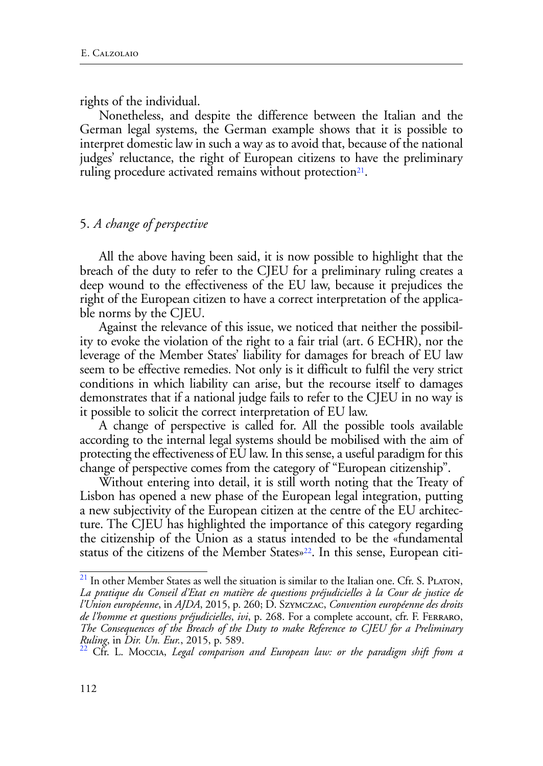rights of the individual.

Nonetheless, and despite the difference between the Italian and the German legal systems, the German example shows that it is possible to interpret domestic law in such a way as to avoid that, because of the national judges' reluctance, the right of European citizens to have the preliminary ruling procedure activated remains without protection[21].

## 5. *A change of perspective*

All the above having been said, it is now possible to highlight that the breach of the duty to refer to the CJEU for a preliminary ruling creates a deep wound to the effectiveness of the EU law, because it prejudices the right of the European citizen to have a correct interpretation of the applicable norms by the CJEU.

Against the relevance of this issue, we noticed that neither the possibility to evoke the violation of the right to a fair trial (art. 6 ECHR), nor the leverage of the Member States' liability for damages for breach of EU law seem to be effective remedies. Not only is it difficult to fulfil the very strict conditions in which liability can arise, but the recourse itself to damages demonstrates that if a national judge fails to refer to the CJEU in no way is it possible to solicit the correct interpretation of EU law.

A change of perspective is called for. All the possible tools available according to the internal legal systems should be mobilised with the aim of protecting the effectiveness of EU law. In this sense, a useful paradigm for this change of perspective comes from the category of "European citizenship".

Without entering into detail, it is still worth noting that the Treaty of Lisbon has opened a new phase of the European legal integration, putting a new subjectivity of the European citizen at the centre of the EU architecture. The CJEU has highlighted the importance of this category regarding the citizenship of the Union as a status intended to be the «fundamental status of the citizens of the Member States»[22]. In this sense, European citi-

---

[21] In other Member States as well the situation is similar to the Italian one. Cfr. S. Platon, *La pratique du Conseil d'Etat en matière de questions préjudicielles à la Cour de justice de l'Union européenne*, in *AJDA*, 2015, p. 260; D. Szymczac, *Convention européenne des droits de l'homme et questions préjudicielles*, *ivi*, p. 268. For a complete account, cfr. F. Ferraro, *The Consequences of the Breach of the Duty to make Reference to CJEU for a Preliminary Ruling*, in *Dir. Un. Eur.*, 2015, p. 589.

[22] Cfr. L. Moccia, *Legal comparison and European law: or the paradigm shift from a*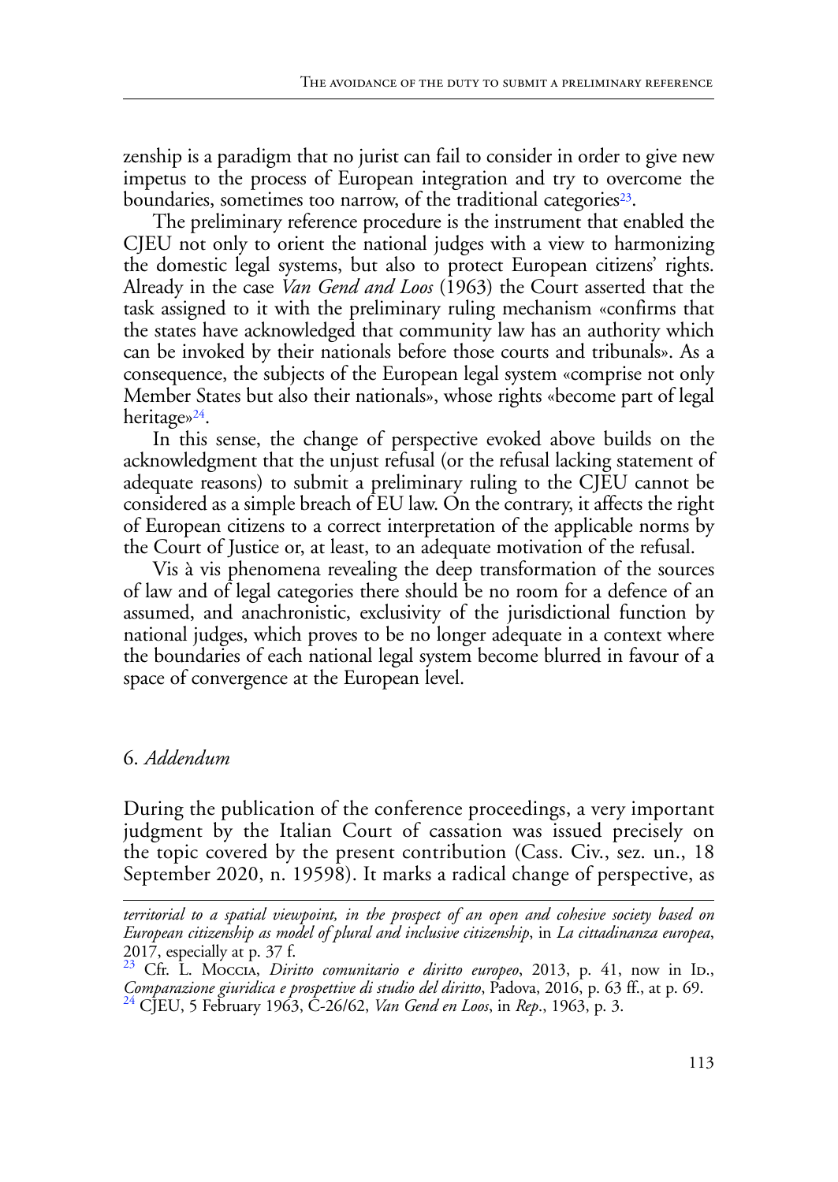zenship is a paradigm that no jurist can fail to consider in order to give new impetus to the process of European integration and try to overcome the boundaries, sometimes too narrow, of the traditional categories[23].

The preliminary reference procedure is the instrument that enabled the CJEU not only to orient the national judges with a view to harmonizing the domestic legal systems, but also to protect European citizens' rights. Already in the case *Van Gend and Loos* (1963) the Court asserted that the task assigned to it with the preliminary ruling mechanism «confirms that the states have acknowledged that community law has an authority which can be invoked by their nationals before those courts and tribunals». As a consequence, the subjects of the European legal system «comprise not only Member States but also their nationals», whose rights «become part of legal heritage»[24].

In this sense, the change of perspective evoked above builds on the acknowledgment that the unjust refusal (or the refusal lacking statement of adequate reasons) to submit a preliminary ruling to the CJEU cannot be considered as a simple breach of EU law. On the contrary, it affects the right of European citizens to a correct interpretation of the applicable norms by the Court of Justice or, at least, to an adequate motivation of the refusal.

Vis à vis phenomena revealing the deep transformation of the sources of law and of legal categories there should be no room for a defence of an assumed, and anachronistic, exclusivity of the jurisdictional function by national judges, which proves to be no longer adequate in a context where the boundaries of each national legal system become blurred in favour of a space of convergence at the European level.

## 6. *Addendum*

During the publication of the conference proceedings, a very important judgment by the Italian Court of cassation was issued precisely on the topic covered by the present contribution (Cass. Civ., sez. un., 18 September 2020, n. 19598). It marks a radical change of perspective, as

---

*territorial to a spatial viewpoint, in the prospect of an open and cohesive society based on European citizenship as model of plural and inclusive citizenship*, in *La cittadinanza europea*, 2017, especially at p. 37 f.

[23] Cfr. L. Moccia, *Diritto comunitario e diritto europeo*, 2013, p. 41, now in Id., *Comparazione giuridica e prospettive di studio del diritto*, Padova, 2016, p. 63 ff., at p. 69.

[24] CJEU, 5 February 1963, C-26/62, *Van Gend en Loos*, in *Rep*., 1963, p. 3.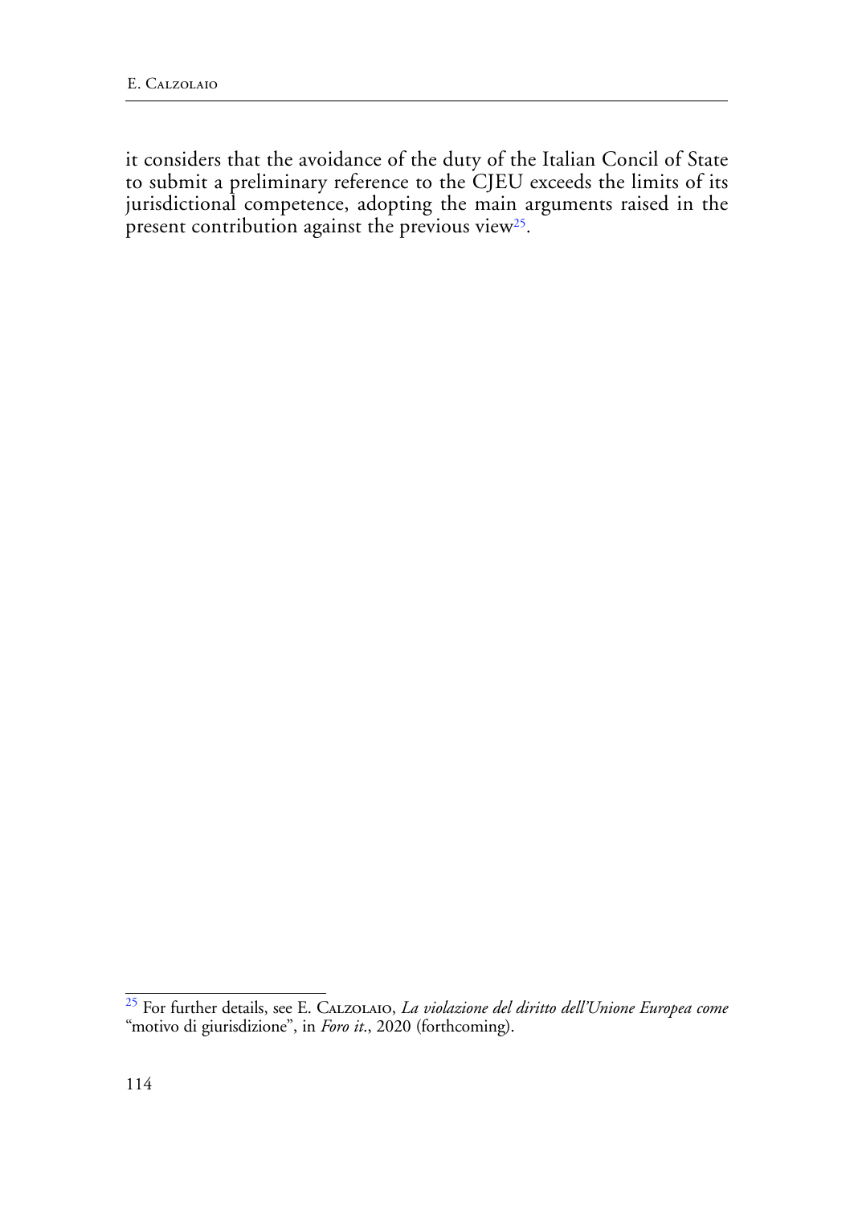it considers that the avoidance of the duty of the Italian Concil of State to submit a preliminary reference to the CJEU exceeds the limits of its jurisdictional competence, adopting the main arguments raised in the present contribution against the previous view[25].

[25] For further details, see E. Calzolaio, *La violazione del diritto dell'Unione Europea come* "motivo di giurisdizione", in *Foro it.*, 2020 (forthcoming).